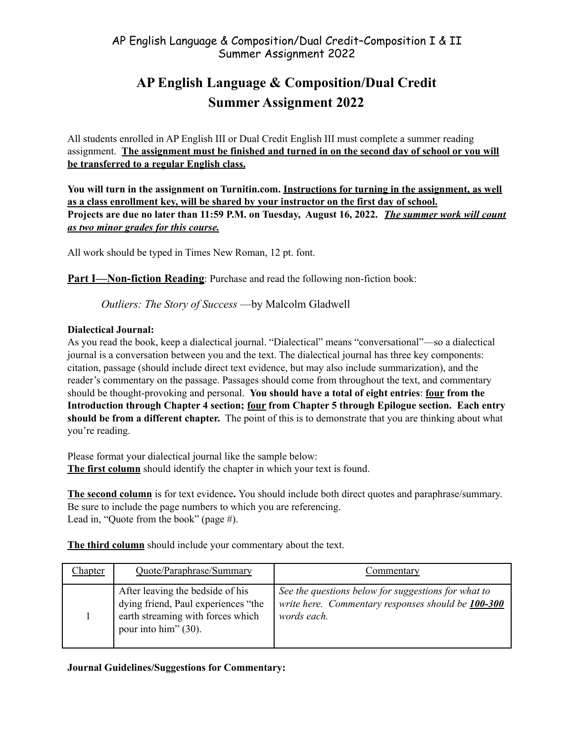# AP English Language & Composition/Dual Credit Summer Assignment 2022

All students enrolled in AP English III or Dual Credit English III must complete a summer reading assignment. **The assignment must be finished and turned in on the second day of school or you will be transferred to a regular English class.**

**You will turn in the assignment on Turnitin.com. Instructions for turning in the assignment, as well as a class enrollment key, will be shared by your instructor on the first day of school.**
**Projects are due no later than 11:59 P.M. on Tuesday, August 16, 2022. *The summer work will count as two minor grades for this course.***

All work should be typed in Times New Roman, 12 pt. font.

**Part I—Non-fiction Reading**: Purchase and read the following non-fiction book:

*Outliers: The Story of Success* —by Malcolm Gladwell

**Dialectical Journal:**
As you read the book, keep a dialectical journal. "Dialectical" means "conversational"—so a dialectical journal is a conversation between you and the text. The dialectical journal has three key components: citation, passage (should include direct text evidence, but may also include summarization), and the reader's commentary on the passage. Passages should come from throughout the text, and commentary should be thought-provoking and personal. **You should have a total of eight entries**: **four from the Introduction through Chapter 4 section; four from Chapter 5 through Epilogue section. Each entry should be from a different chapter.** The point of this is to demonstrate that you are thinking about what you're reading.

Please format your dialectical journal like the sample below:
**The first column** should identify the chapter in which your text is found.

**The second column** is for text evidence**.** You should include both direct quotes and paraphrase/summary. Be sure to include the page numbers to which you are referencing.
Lead in, "Quote from the book" (page #).

**The third column** should include your commentary about the text.

| Chapter | Quote/Paraphrase/Summary | Commentary |
|---|---|---|
| 1 | After leaving the bedside of his dying friend, Paul experiences "the earth streaming with forces which pour into him" (30). | *See the questions below for suggestions for what to write here. Commentary responses should be **100-300** words each.* |

**Journal Guidelines/Suggestions for Commentary:**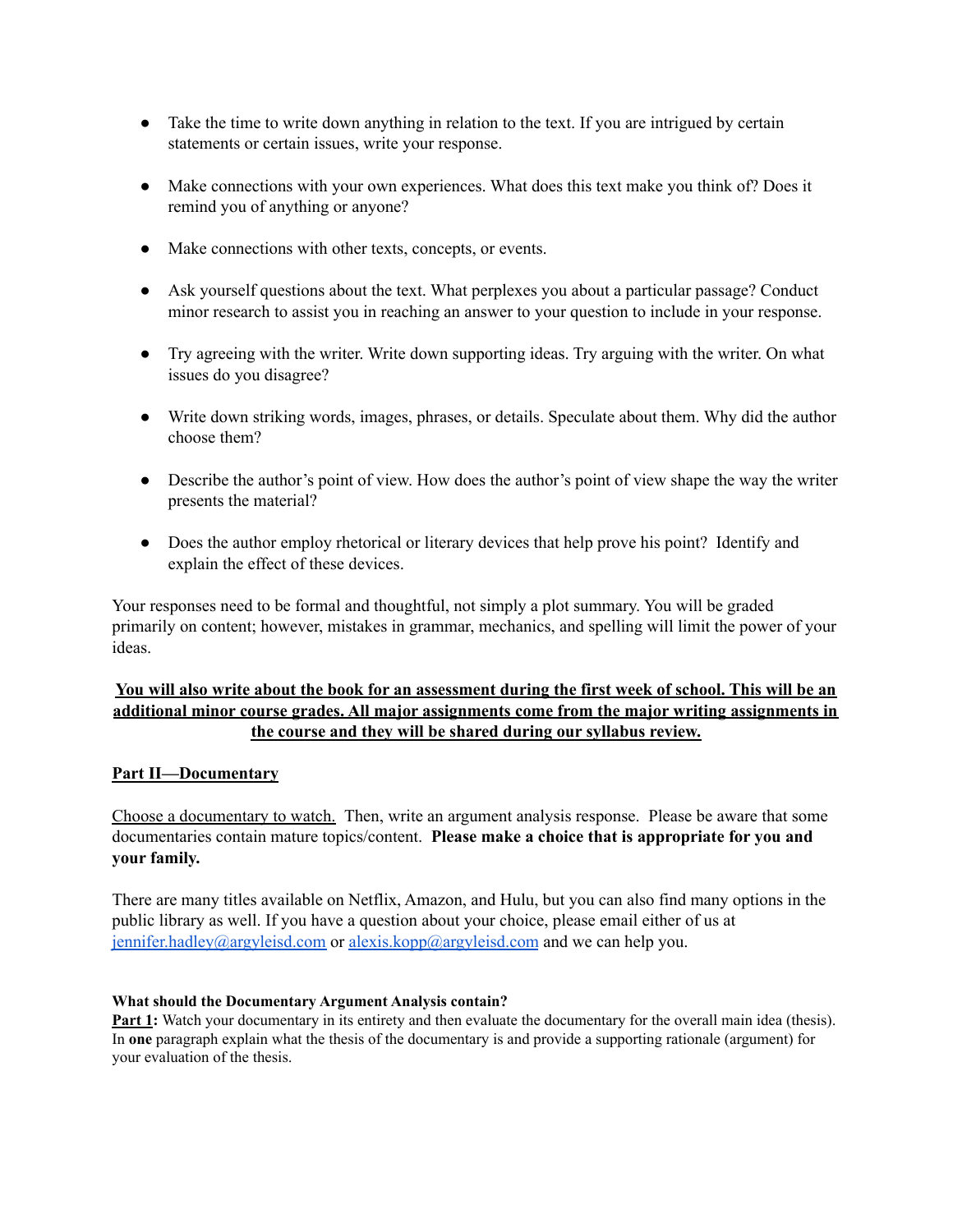- Take the time to write down anything in relation to the text. If you are intrigued by certain statements or certain issues, write your response.

- Make connections with your own experiences. What does this text make you think of? Does it remind you of anything or anyone?

- Make connections with other texts, concepts, or events.

- Ask yourself questions about the text. What perplexes you about a particular passage? Conduct minor research to assist you in reaching an answer to your question to include in your response.

- Try agreeing with the writer. Write down supporting ideas. Try arguing with the writer. On what issues do you disagree?

- Write down striking words, images, phrases, or details. Speculate about them. Why did the author choose them?

- Describe the author's point of view. How does the author's point of view shape the way the writer presents the material?

- Does the author employ rhetorical or literary devices that help prove his point? Identify and explain the effect of these devices.

Your responses need to be formal and thoughtful, not simply a plot summary. You will be graded primarily on content; however, mistakes in grammar, mechanics, and spelling will limit the power of your ideas.

<u>**You will also write about the book for an assessment during the first week of school. This will be an additional minor course grades. All major assignments come from the major writing assignments in the course and they will be shared during our syllabus review.**</u>

<u>**Part II—Documentary**</u>

<u>Choose a documentary to watch.</u> Then, write an argument analysis response. Please be aware that some documentaries contain mature topics/content. **Please make a choice that is appropriate for you and your family.**

There are many titles available on Netflix, Amazon, and Hulu, but you can also find many options in the public library as well. If you have a question about your choice, please email either of us at jennifer.hadley@argyleisd.com or alexis.kopp@argyleisd.com and we can help you.

**What should the Documentary Argument Analysis contain?**

<u>**Part 1**</u>**:** Watch your documentary in its entirety and then evaluate the documentary for the overall main idea (thesis). In **one** paragraph explain what the thesis of the documentary is and provide a supporting rationale (argument) for your evaluation of the thesis.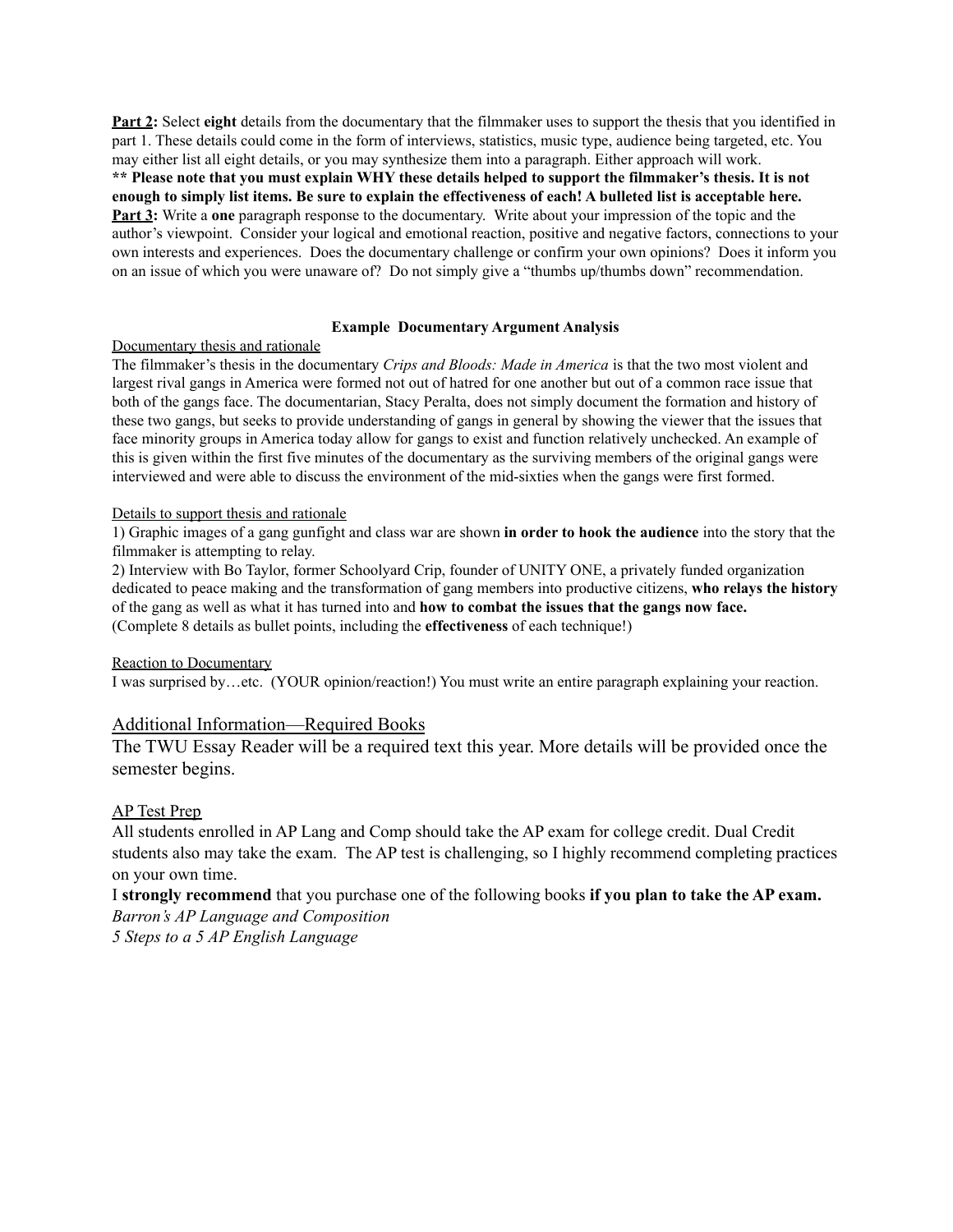**<u>Part 2</u>:** Select **eight** details from the documentary that the filmmaker uses to support the thesis that you identified in part 1. These details could come in the form of interviews, statistics, music type, audience being targeted, etc. You may either list all eight details, or you may synthesize them into a paragraph. Either approach will work.
**** Please note that you must explain WHY these details helped to support the filmmaker's thesis. It is not enough to simply list items. Be sure to explain the effectiveness of each! A bulleted list is acceptable here.**
**<u>Part 3</u>:** Write a **one** paragraph response to the documentary. Write about your impression of the topic and the author's viewpoint. Consider your logical and emotional reaction, positive and negative factors, connections to your own interests and experiences. Does the documentary challenge or confirm your own opinions? Does it inform you on an issue of which you were unaware of? Do not simply give a "thumbs up/thumbs down" recommendation.

**Example Documentary Argument Analysis**

<u>Documentary thesis and rationale</u>
The filmmaker's thesis in the documentary *Crips and Bloods: Made in America* is that the two most violent and largest rival gangs in America were formed not out of hatred for one another but out of a common race issue that both of the gangs face. The documentarian, Stacy Peralta, does not simply document the formation and history of these two gangs, but seeks to provide understanding of gangs in general by showing the viewer that the issues that face minority groups in America today allow for gangs to exist and function relatively unchecked. An example of this is given within the first five minutes of the documentary as the surviving members of the original gangs were interviewed and were able to discuss the environment of the mid-sixties when the gangs were first formed.

<u>Details to support thesis and rationale</u>
1) Graphic images of a gang gunfight and class war are shown **in order to hook the audience** into the story that the filmmaker is attempting to relay.
2) Interview with Bo Taylor, former Schoolyard Crip, founder of UNITY ONE, a privately funded organization dedicated to peace making and the transformation of gang members into productive citizens, **who relays the history** of the gang as well as what it has turned into and **how to combat the issues that the gangs now face.**
(Complete 8 details as bullet points, including the **effectiveness** of each technique!)

<u>Reaction to Documentary</u>
I was surprised by…etc. (YOUR opinion/reaction!) You must write an entire paragraph explaining your reaction.

## <u>Additional Information—Required Books</u>

The TWU Essay Reader will be a required text this year. More details will be provided once the semester begins.

<u>AP Test Prep</u>
All students enrolled in AP Lang and Comp should take the AP exam for college credit. Dual Credit students also may take the exam. The AP test is challenging, so I highly recommend completing practices on your own time.
I **strongly recommend** that you purchase one of the following books **if you plan to take the AP exam.**
*Barron's AP Language and Composition*
*5 Steps to a 5 AP English Language*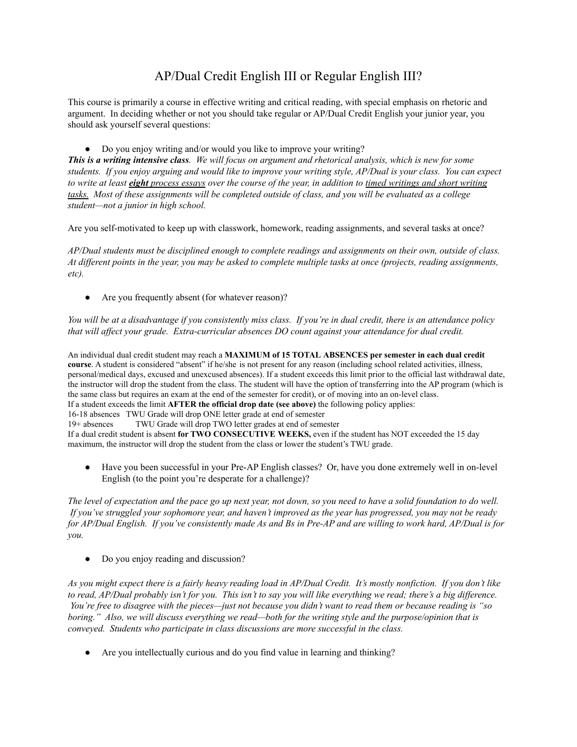# AP/Dual Credit English III or Regular English III?

This course is primarily a course in effective writing and critical reading, with special emphasis on rhetoric and argument. In deciding whether or not you should take regular or AP/Dual Credit English your junior year, you should ask yourself several questions:

- Do you enjoy writing and/or would you like to improve your writing?

***This is a writing intensive class**. We will focus on argument and rhetorical analysis, which is new for some students. If you enjoy arguing and would like to improve your writing style, AP/Dual is your class. You can expect to write at least **eight** process essays over the course of the year, in addition to timed writings and short writing tasks. Most of these assignments will be completed outside of class, and you will be evaluated as a college student—not a junior in high school.*

Are you self-motivated to keep up with classwork, homework, reading assignments, and several tasks at once?

*AP/Dual students must be disciplined enough to complete readings and assignments on their own, outside of class. At different points in the year, you may be asked to complete multiple tasks at once (projects, reading assignments, etc).*

- Are you frequently absent (for whatever reason)?

*You will be at a disadvantage if you consistently miss class. If you're in dual credit, there is an attendance policy that will affect your grade. Extra-curricular absences DO count against your attendance for dual credit.*

An individual dual credit student may reach a **MAXIMUM of 15 TOTAL ABSENCES per semester in each dual credit course**. A student is considered "absent" if he/she is not present for any reason (including school related activities, illness, personal/medical days, excused and unexcused absences). If a student exceeds this limit prior to the official last withdrawal date, the instructor will drop the student from the class. The student will have the option of transferring into the AP program (which is the same class but requires an exam at the end of the semester for credit), or of moving into an on-level class.
If a student exceeds the limit **AFTER the official drop date (see above)** the following policy applies:
16-18 absences TWU Grade will drop ONE letter grade at end of semester
19+ absences TWU Grade will drop TWO letter grades at end of semester
If a dual credit student is absent **for TWO CONSECUTIVE WEEKS,** even if the student has NOT exceeded the 15 day maximum, the instructor will drop the student from the class or lower the student's TWU grade.

- Have you been successful in your Pre-AP English classes? Or, have you done extremely well in on-level English (to the point you're desperate for a challenge)?

*The level of expectation and the pace go up next year, not down, so you need to have a solid foundation to do well. If you've struggled your sophomore year, and haven't improved as the year has progressed, you may not be ready for AP/Dual English. If you've consistently made As and Bs in Pre-AP and are willing to work hard, AP/Dual is for you.*

- Do you enjoy reading and discussion?

*As you might expect there is a fairly heavy reading load in AP/Dual Credit. It's mostly nonfiction. If you don't like to read, AP/Dual probably isn't for you. This isn't to say you will like everything we read; there's a big difference. You're free to disagree with the pieces—just not because you didn't want to read them or because reading is "so boring." Also, we will discuss everything we read—both for the writing style and the purpose/opinion that is conveyed. Students who participate in class discussions are more successful in the class.*

- Are you intellectually curious and do you find value in learning and thinking?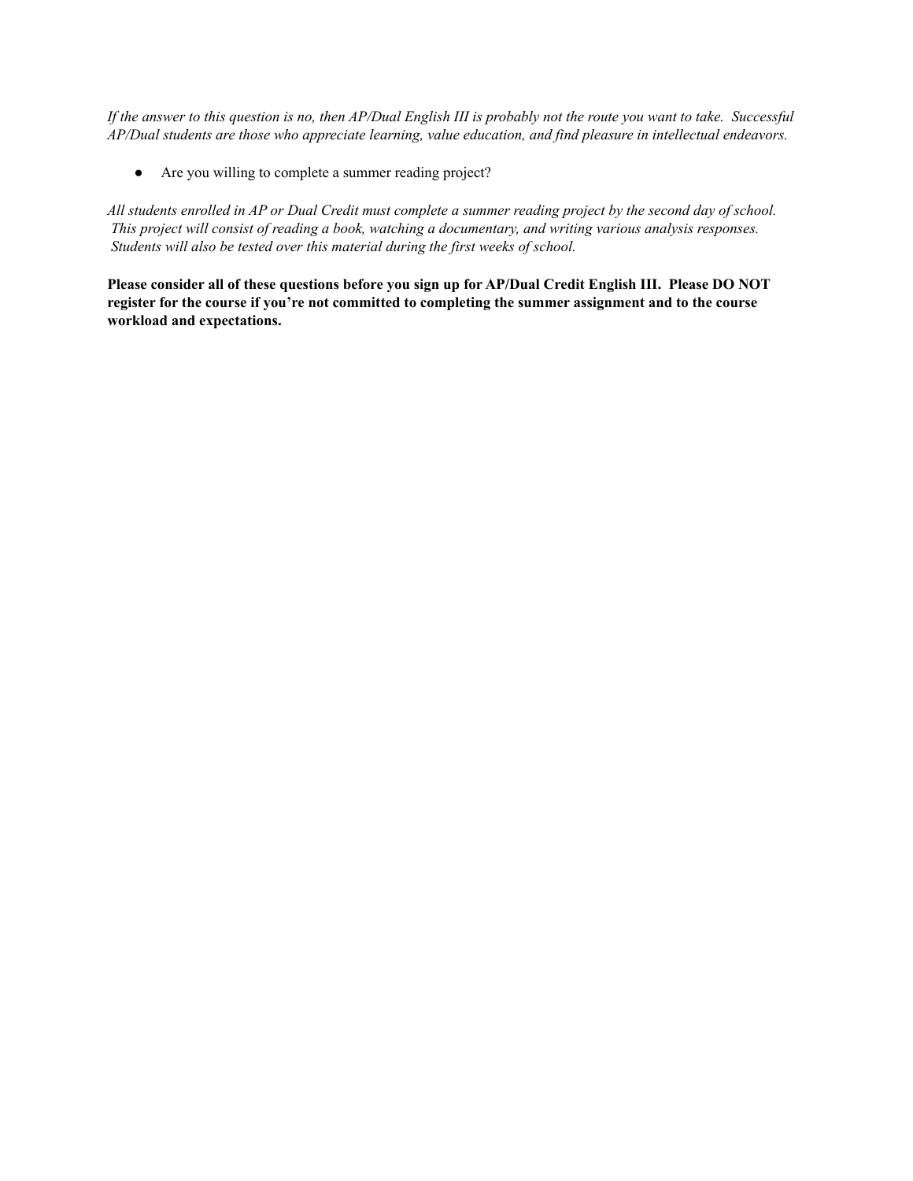*If the answer to this question is no, then AP/Dual English III is probably not the route you want to take. Successful AP/Dual students are those who appreciate learning, value education, and find pleasure in intellectual endeavors.*

- Are you willing to complete a summer reading project?

*All students enrolled in AP or Dual Credit must complete a summer reading project by the second day of school. This project will consist of reading a book, watching a documentary, and writing various analysis responses. Students will also be tested over this material during the first weeks of school.*

**Please consider all of these questions before you sign up for AP/Dual Credit English III. Please DO NOT register for the course if you're not committed to completing the summer assignment and to the course workload and expectations.**